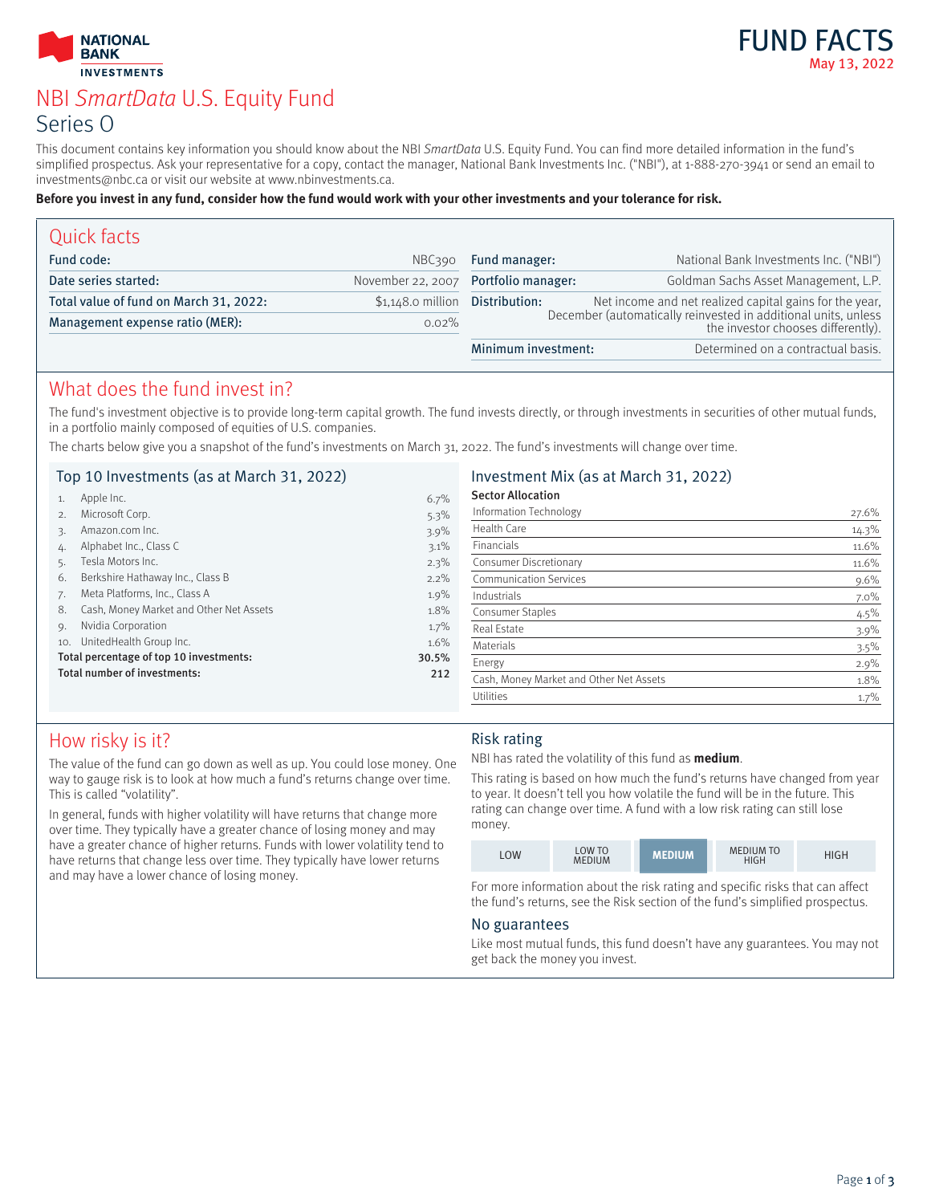NATIONAL BANK INVESTMENTS

# FUND FACTS

May 13, 2022

# NBI *SmartData* U.S. Equity Fund

## Series O

This document contains key information you should know about the NBI *SmartData* U.S. Equity Fund. You can find more detailed information in the fund's simplified prospectus. Ask your representative for a copy, contact the manager, National Bank Investments Inc. ("NBI"), at 1-888-270-3941 or send an email to investments@nbc.ca or visit our website at www.nbinvestments.ca.

**Before you invest in any fund, consider how the fund would work with your other investments and your tolerance for risk.**

## Quick facts

| | |
|---|---|
| **Fund code:** | NBC390 |
| **Date series started:** | November 22, 2007 |
| **Total value of fund on March 31, 2022:** | $1,148.0 million |
| **Management expense ratio (MER):** | 0.02% |
| **Fund manager:** | National Bank Investments Inc. ("NBI") |
| **Portfolio manager:** | Goldman Sachs Asset Management, L.P. |
| **Distribution:** | Net income and net realized capital gains for the year, December (automatically reinvested in additional units, unless the investor chooses differently). |
| **Minimum investment:** | Determined on a contractual basis. |

## What does the fund invest in?

The fund's investment objective is to provide long-term capital growth. The fund invests directly, or through investments in securities of other mutual funds, in a portfolio mainly composed of equities of U.S. companies.

The charts below give you a snapshot of the fund's investments on March 31, 2022. The fund's investments will change over time.

### Top 10 Investments (as at March 31, 2022)

| | | |
|---|---|---|
| 1. | Apple Inc. | 6.7% |
| 2. | Microsoft Corp. | 5.3% |
| 3. | Amazon.com Inc. | 3.9% |
| 4. | Alphabet Inc., Class C | 3.1% |
| 5. | Tesla Motors Inc. | 2.3% |
| 6. | Berkshire Hathaway Inc., Class B | 2.2% |
| 7. | Meta Platforms, Inc., Class A | 1.9% |
| 8. | Cash, Money Market and Other Net Assets | 1.8% |
| 9. | Nvidia Corporation | 1.7% |
| 10. | UnitedHealth Group Inc. | 1.6% |
| | **Total percentage of top 10 investments:** | **30.5%** |
| | **Total number of investments:** | **212** |

### Investment Mix (as at March 31, 2022)

**Sector Allocation**

| | |
|---|---|
| Information Technology | 27.6% |
| Health Care | 14.3% |
| Financials | 11.6% |
| Consumer Discretionary | 11.6% |
| Communication Services | 9.6% |
| Industrials | 7.0% |
| Consumer Staples | 4.5% |
| Real Estate | 3.9% |
| Materials | 3.5% |
| Energy | 2.9% |
| Cash, Money Market and Other Net Assets | 1.8% |
| Utilities | 1.7% |

## How risky is it?

The value of the fund can go down as well as up. You could lose money. One way to gauge risk is to look at how much a fund's returns change over time. This is called "volatility".

In general, funds with higher volatility will have returns that change more over time. They typically have a greater chance of losing money and may have a greater chance of higher returns. Funds with lower volatility tend to have returns that change less over time. They typically have lower returns and may have a lower chance of losing money.

### Risk rating

NBI has rated the volatility of this fund as **medium**.

This rating is based on how much the fund's returns have changed from year to year. It doesn't tell you how volatile the fund will be in the future. This rating can change over time. A fund with a low risk rating can still lose money.

| LOW | LOW TO MEDIUM | **MEDIUM** | MEDIUM TO HIGH | HIGH |
|---|---|---|---|---|

For more information about the risk rating and specific risks that can affect the fund's returns, see the Risk section of the fund's simplified prospectus.

### No guarantees

Like most mutual funds, this fund doesn't have any guarantees. You may not get back the money you invest.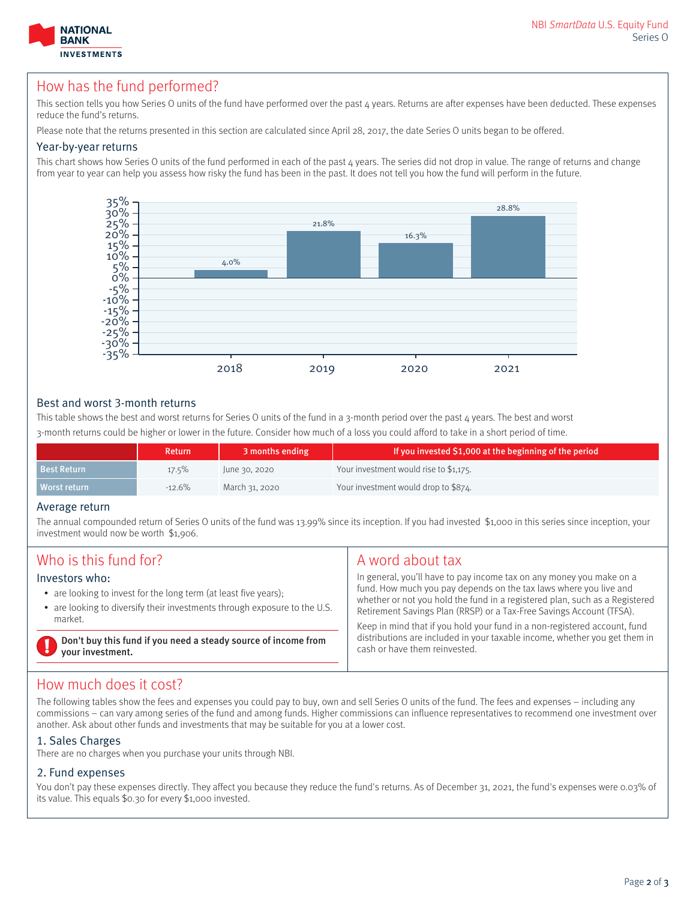## How has the fund performed?

This section tells you how Series O units of the fund have performed over the past 4 years. Returns are after expenses have been deducted. These expenses reduce the fund's returns.

Please note that the returns presented in this section are calculated since April 28, 2017, the date Series O units began to be offered.

### Year-by-year returns

This chart shows how Series O units of the fund performed in each of the past 4 years. The series did not drop in value. The range of returns and change from year to year can help you assess how risky the fund has been in the past. It does not tell you how the fund will perform in the future.

| Year | Return |
|---|---|
| 2018 | 4.0% |
| 2019 | 21.8% |
| 2020 | 16.3% |
| 2021 | 28.8% |

### Best and worst 3-month returns

This table shows the best and worst returns for Series O units of the fund in a 3-month period over the past 4 years. The best and worst 3-month returns could be higher or lower in the future. Consider how much of a loss you could afford to take in a short period of time.

| | Return | 3 months ending | If you invested $1,000 at the beginning of the period |
|---|---|---|---|
| Best Return | 17.5% | June 30, 2020 | Your investment would rise to $1,175. |
| Worst return | -12.6% | March 31, 2020 | Your investment would drop to $874. |

### Average return

The annual compounded return of Series O units of the fund was 13.99% since its inception. If you had invested $1,000 in this series since inception, your investment would now be worth $1,906.

## Who is this fund for?

### Investors who:

- are looking to invest for the long term (at least five years);
- are looking to diversify their investments through exposure to the U.S. market.

**Don't buy this fund if you need a steady source of income from your investment.**

## A word about tax

In general, you'll have to pay income tax on any money you make on a fund. How much you pay depends on the tax laws where you live and whether or not you hold the fund in a registered plan, such as a Registered Retirement Savings Plan (RRSP) or a Tax-Free Savings Account (TFSA).

Keep in mind that if you hold your fund in a non-registered account, fund distributions are included in your taxable income, whether you get them in cash or have them reinvested.

## How much does it cost?

The following tables show the fees and expenses you could pay to buy, own and sell Series O units of the fund. The fees and expenses – including any commissions – can vary among series of the fund and among funds. Higher commissions can influence representatives to recommend one investment over another. Ask about other funds and investments that may be suitable for you at a lower cost.

### 1. Sales Charges

There are no charges when you purchase your units through NBI.

### 2. Fund expenses

You don't pay these expenses directly. They affect you because they reduce the fund's returns. As of December 31, 2021, the fund's expenses were 0.03% of its value. This equals $0.30 for every $1,000 invested.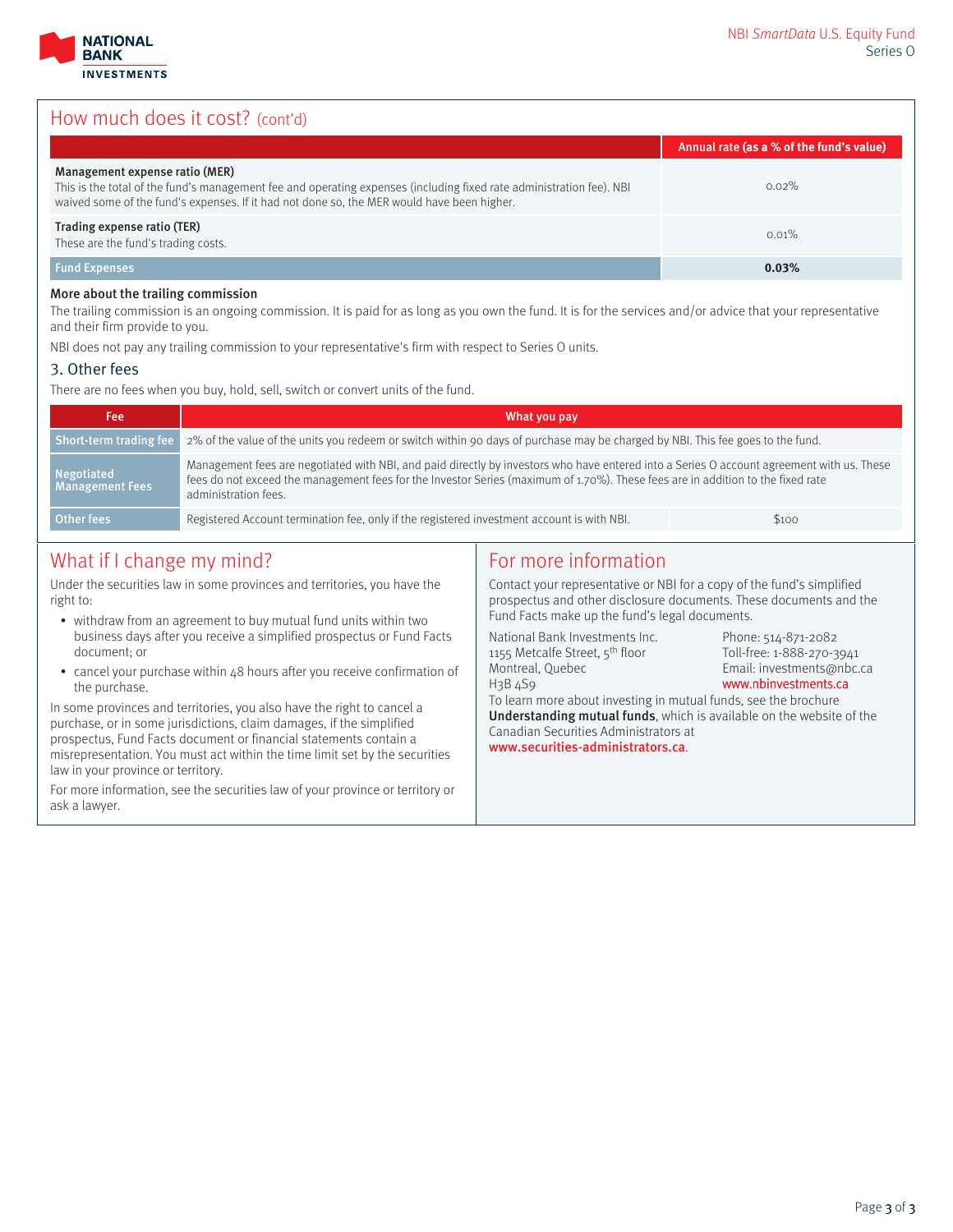## How much does it cost? (cont'd)

| | Annual rate (as a % of the fund's value) |
|---|---|
| **Management expense ratio (MER)**<br>This is the total of the fund's management fee and operating expenses (including fixed rate administration fee). NBI waived some of the fund's expenses. If it had not done so, the MER would have been higher. | 0.02% |
| **Trading expense ratio (TER)**<br>These are the fund's trading costs. | 0.01% |
| **Fund Expenses** | **0.03%** |

**More about the trailing commission**

The trailing commission is an ongoing commission. It is paid for as long as you own the fund. It is for the services and/or advice that your representative and their firm provide to you.

NBI does not pay any trailing commission to your representative's firm with respect to Series O units.

### 3. Other fees

There are no fees when you buy, hold, sell, switch or convert units of the fund.

| Fee | What you pay | |
|---|---|---|
| Short-term trading fee | 2% of the value of the units you redeem or switch within 90 days of purchase may be charged by NBI. This fee goes to the fund. | |
| Negotiated Management Fees | Management fees are negotiated with NBI, and paid directly by investors who have entered into a Series O account agreement with us. These fees do not exceed the management fees for the Investor Series (maximum of 1.70%). These fees are in addition to the fixed rate administration fees. | |
| Other fees | Registered Account termination fee, only if the registered investment account is with NBI. | $100 |

## What if I change my mind?

Under the securities law in some provinces and territories, you have the right to:

- withdraw from an agreement to buy mutual fund units within two business days after you receive a simplified prospectus or Fund Facts document; or
- cancel your purchase within 48 hours after you receive confirmation of the purchase.

In some provinces and territories, you also have the right to cancel a purchase, or in some jurisdictions, claim damages, if the simplified prospectus, Fund Facts document or financial statements contain a misrepresentation. You must act within the time limit set by the securities law in your province or territory.

For more information, see the securities law of your province or territory or ask a lawyer.

## For more information

Contact your representative or NBI for a copy of the fund's simplified prospectus and other disclosure documents. These documents and the Fund Facts make up the fund's legal documents.

National Bank Investments Inc.
1155 Metcalfe Street, 5th floor
Montreal, Quebec
H3B 4S9

Phone: 514-871-2082
Toll-free: 1-888-270-3941
Email: investments@nbc.ca
www.nbinvestments.ca

To learn more about investing in mutual funds, see the brochure **Understanding mutual funds**, which is available on the website of the Canadian Securities Administrators at www.securities-administrators.ca.